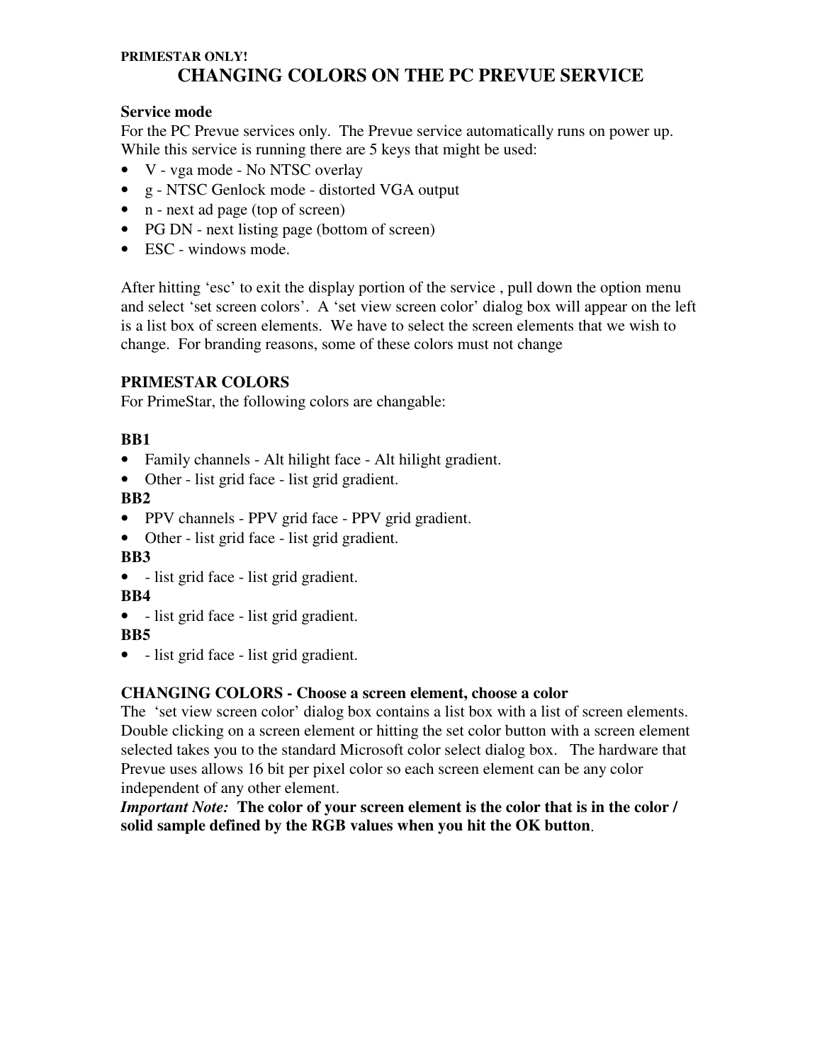**PRIMESTAR ONLY!**

# CHANGING COLORS ON THE PC PREVUE SERVICE

**Service mode**

For the PC Prevue services only. The Prevue service automatically runs on power up. While this service is running there are 5 keys that might be used:

- V - vga mode - No NTSC overlay
- g - NTSC Genlock mode - distorted VGA output
- n - next ad page (top of screen)
- PG DN - next listing page (bottom of screen)
- ESC - windows mode.

After hitting 'esc' to exit the display portion of the service , pull down the option menu and select 'set screen colors'. A 'set view screen color' dialog box will appear on the left is a list box of screen elements. We have to select the screen elements that we wish to change. For branding reasons, some of these colors must not change

**PRIMESTAR COLORS**

For PrimeStar, the following colors are changable:

**BB1**

- Family channels - Alt hilight face - Alt hilight gradient.
- Other - list grid face - list grid gradient.

**BB2**

- PPV channels - PPV grid face - PPV grid gradient.
- Other - list grid face - list grid gradient.

**BB3**

- - list grid face - list grid gradient.

**BB4**

- - list grid face - list grid gradient.

**BB5**

- - list grid face - list grid gradient.

**CHANGING COLORS - Choose a screen element, choose a color**

The 'set view screen color' dialog box contains a list box with a list of screen elements. Double clicking on a screen element or hitting the set color button with a screen element selected takes you to the standard Microsoft color select dialog box. The hardware that Prevue uses allows 16 bit per pixel color so each screen element can be any color independent of any other element.

***Important Note:*** **The color of your screen element is the color that is in the color / solid sample defined by the RGB values when you hit the OK button**.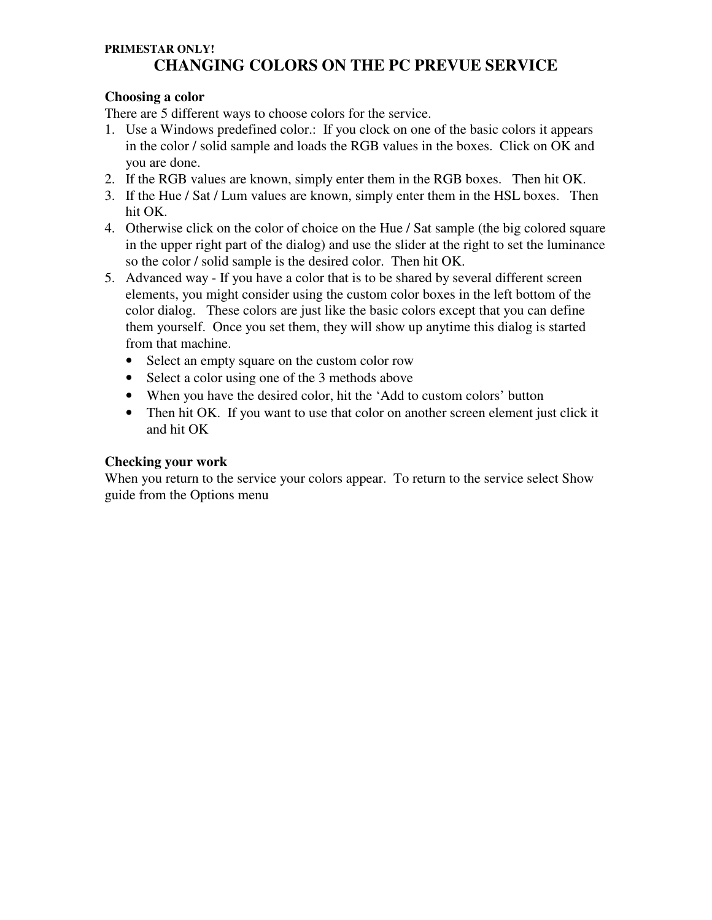**PRIMESTAR ONLY!**

# CHANGING COLORS ON THE PC PREVUE SERVICE

**Choosing a color**

There are 5 different ways to choose colors for the service.

1. Use a Windows predefined color.: If you clock on one of the basic colors it appears in the color / solid sample and loads the RGB values in the boxes. Click on OK and you are done.
2. If the RGB values are known, simply enter them in the RGB boxes. Then hit OK.
3. If the Hue / Sat / Lum values are known, simply enter them in the HSL boxes. Then hit OK.
4. Otherwise click on the color of choice on the Hue / Sat sample (the big colored square in the upper right part of the dialog) and use the slider at the right to set the luminance so the color / solid sample is the desired color. Then hit OK.
5. Advanced way - If you have a color that is to be shared by several different screen elements, you might consider using the custom color boxes in the left bottom of the color dialog. These colors are just like the basic colors except that you can define them yourself. Once you set them, they will show up anytime this dialog is started from that machine.
   - Select an empty square on the custom color row
   - Select a color using one of the 3 methods above
   - When you have the desired color, hit the 'Add to custom colors' button
   - Then hit OK. If you want to use that color on another screen element just click it and hit OK

**Checking your work**

When you return to the service your colors appear. To return to the service select Show guide from the Options menu